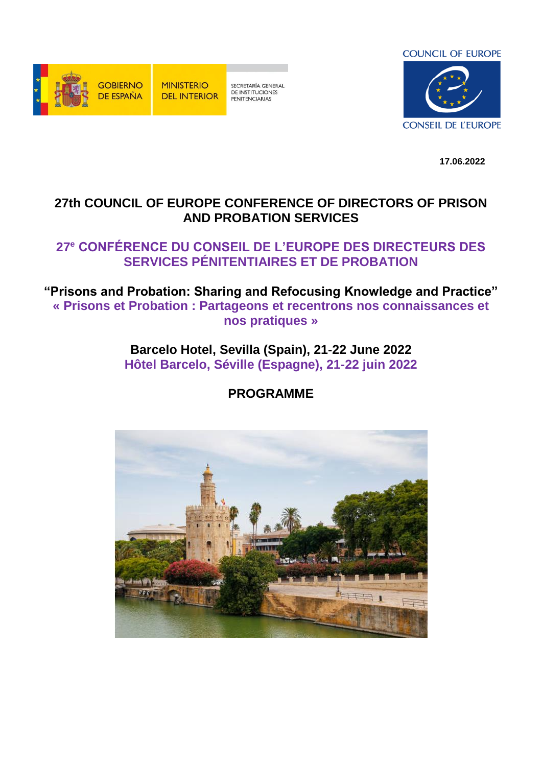GOBIERNO DE ESPAÑA | MINISTERIO DEL INTERIOR | SECRETARÍA GENERAL DE INSTITUCIONES PENITENCIARIAS

COUNCIL OF EUROPE
CONSEIL DE L'EUROPE

**17.06.2022**

# 27th COUNCIL OF EUROPE CONFERENCE OF DIRECTORS OF PRISON AND PROBATION SERVICES

# 27e CONFÉRENCE DU CONSEIL DE L'EUROPE DES DIRECTEURS DES SERVICES PÉNITENTIAIRES ET DE PROBATION

## "Prisons and Probation: Sharing and Refocusing Knowledge and Practice"

## « Prisons et Probation : Partageons et recentrons nos connaissances et nos pratiques »

### Barcelo Hotel, Sevilla (Spain), 21-22 June 2022

### Hôtel Barcelo, Séville (Espagne), 21-22 juin 2022

## PROGRAMME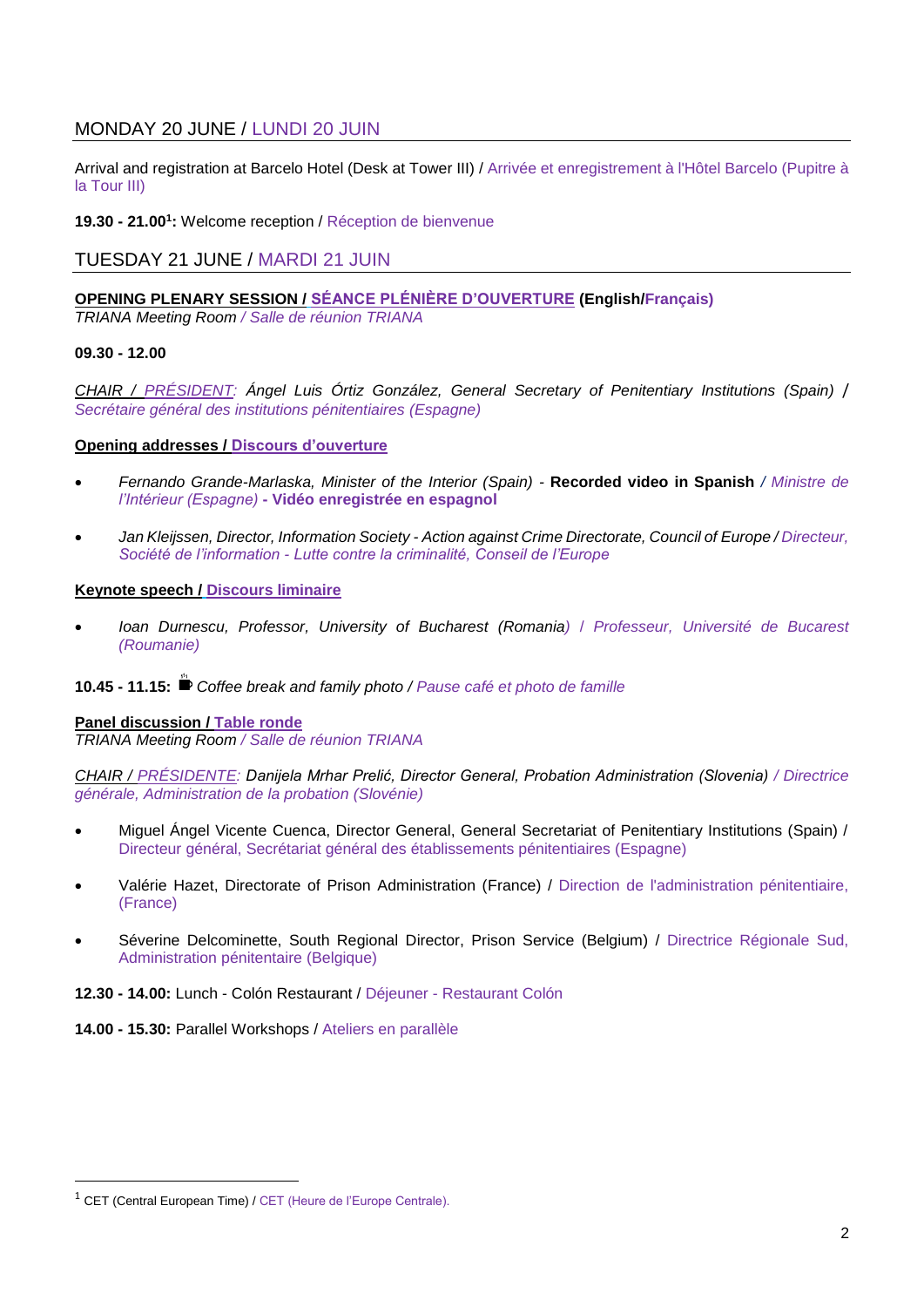## MONDAY 20 JUNE / LUNDI 20 JUIN

Arrival and registration at Barcelo Hotel (Desk at Tower III) / Arrivée et enregistrement à l'Hôtel Barcelo (Pupitre à la Tour III)

**19.30 - 21.00[1]:** Welcome reception / Réception de bienvenue

## TUESDAY 21 JUNE / MARDI 21 JUIN

**OPENING PLENARY SESSION / SÉANCE PLÉNIÈRE D'OUVERTURE (English/Français)**
*TRIANA Meeting Room / Salle de réunion TRIANA*

**09.30 - 12.00**

*CHAIR / PRÉSIDENT: Ángel Luis Órtiz González, General Secretary of Penitentiary Institutions (Spain) / Secrétaire général des institutions pénitentiaires (Espagne)*

**Opening addresses / Discours d'ouverture**

- *Fernando Grande-Marlaska, Minister of the Interior (Spain)* - **Recorded video in Spanish** / *Ministre de l'Intérieur (Espagne)* - **Vidéo enregistrée en espagnol**
- *Jan Kleijssen, Director, Information Society - Action against Crime Directorate, Council of Europe / Directeur, Société de l'information - Lutte contre la criminalité, Conseil de l'Europe*

**Keynote speech / Discours liminaire**

- *Ioan Durnescu, Professor, University of Bucharest (Romania) / Professeur, Université de Bucarest (Roumanie)*

**10.45 - 11.15:** *Coffee break and family photo / Pause café et photo de famille*

**Panel discussion / Table ronde**
*TRIANA Meeting Room / Salle de réunion TRIANA*

*CHAIR / PRÉSIDENTE: Danijela Mrhar Prelić, Director General, Probation Administration (Slovenia) / Directrice générale, Administration de la probation (Slovénie)*

- Miguel Ángel Vicente Cuenca, Director General, General Secretariat of Penitentiary Institutions (Spain) / Directeur général, Secrétariat général des établissements pénitentiaires (Espagne)
- Valérie Hazet, Directorate of Prison Administration (France) / Direction de l'administration pénitentiaire, (France)
- Séverine Delcominette, South Regional Director, Prison Service (Belgium) / Directrice Régionale Sud, Administration pénitentaire (Belgique)

**12.30 - 14.00:** Lunch - Colón Restaurant / Déjeuner - Restaurant Colón

**14.00 - 15.30:** Parallel Workshops / Ateliers en parallèle

---

[1] CET (Central European Time) / CET (Heure de l'Europe Centrale).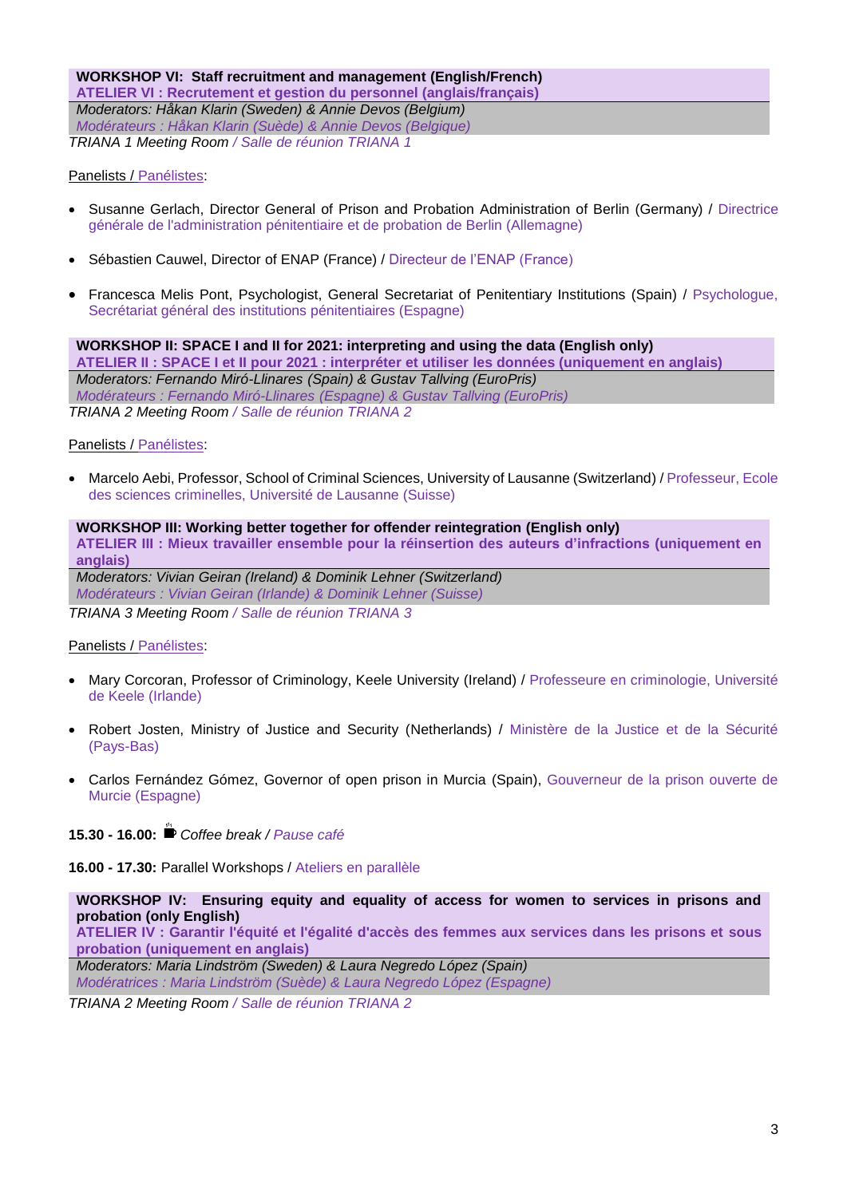**WORKSHOP VI: Staff recruitment and management (English/French)**
**ATELIER VI : Recrutement et gestion du personnel (anglais/français)**
*Moderators: Håkan Klarin (Sweden) & Annie Devos (Belgium)*
*Modérateurs : Håkan Klarin (Suède) & Annie Devos (Belgique)*
*TRIANA 1 Meeting Room / Salle de réunion TRIANA 1*

Panelists / Panélistes:

- Susanne Gerlach, Director General of Prison and Probation Administration of Berlin (Germany) / Directrice générale de l'administration pénitentiaire et de probation de Berlin (Allemagne)
- Sébastien Cauwel, Director of ENAP (France) / Directeur de l'ENAP (France)
- Francesca Melis Pont, Psychologist, General Secretariat of Penitentiary Institutions (Spain) / Psychologue, Secrétariat général des institutions pénitentiaires (Espagne)

**WORKSHOP II: SPACE I and II for 2021: interpreting and using the data (English only)**
**ATELIER II : SPACE I et II pour 2021 : interpréter et utiliser les données (uniquement en anglais)**
*Moderators: Fernando Miró-Llinares (Spain) & Gustav Tallving (EuroPris)*
*Modérateurs : Fernando Miró-Llinares (Espagne) & Gustav Tallving (EuroPris)*
*TRIANA 2 Meeting Room / Salle de réunion TRIANA 2*

Panelists / Panélistes:

- Marcelo Aebi, Professor, School of Criminal Sciences, University of Lausanne (Switzerland) / Professeur, Ecole des sciences criminelles, Université de Lausanne (Suisse)

**WORKSHOP III: Working better together for offender reintegration (English only)**
**ATELIER III : Mieux travailler ensemble pour la réinsertion des auteurs d'infractions (uniquement en anglais)**
*Moderators: Vivian Geiran (Ireland) & Dominik Lehner (Switzerland)*
*Modérateurs : Vivian Geiran (Irlande) & Dominik Lehner (Suisse)*
*TRIANA 3 Meeting Room / Salle de réunion TRIANA 3*

Panelists / Panélistes:

- Mary Corcoran, Professor of Criminology, Keele University (Ireland) / Professeure en criminologie, Université de Keele (Irlande)
- Robert Josten, Ministry of Justice and Security (Netherlands) / Ministère de la Justice et de la Sécurité (Pays-Bas)
- Carlos Fernández Gómez, Governor of open prison in Murcia (Spain), Gouverneur de la prison ouverte de Murcie (Espagne)

**15.30 - 16.00:** *Coffee break / Pause café*

**16.00 - 17.30:** Parallel Workshops / Ateliers en parallèle

**WORKSHOP IV: Ensuring equity and equality of access for women to services in prisons and probation (only English)**
**ATELIER IV : Garantir l'équité et l'égalité d'accès des femmes aux services dans les prisons et sous probation (uniquement en anglais)**
*Moderators: Maria Lindström (Sweden) & Laura Negredo López (Spain)*
*Modératrices : Maria Lindström (Suède) & Laura Negredo López (Espagne)*
*TRIANA 2 Meeting Room / Salle de réunion TRIANA 2*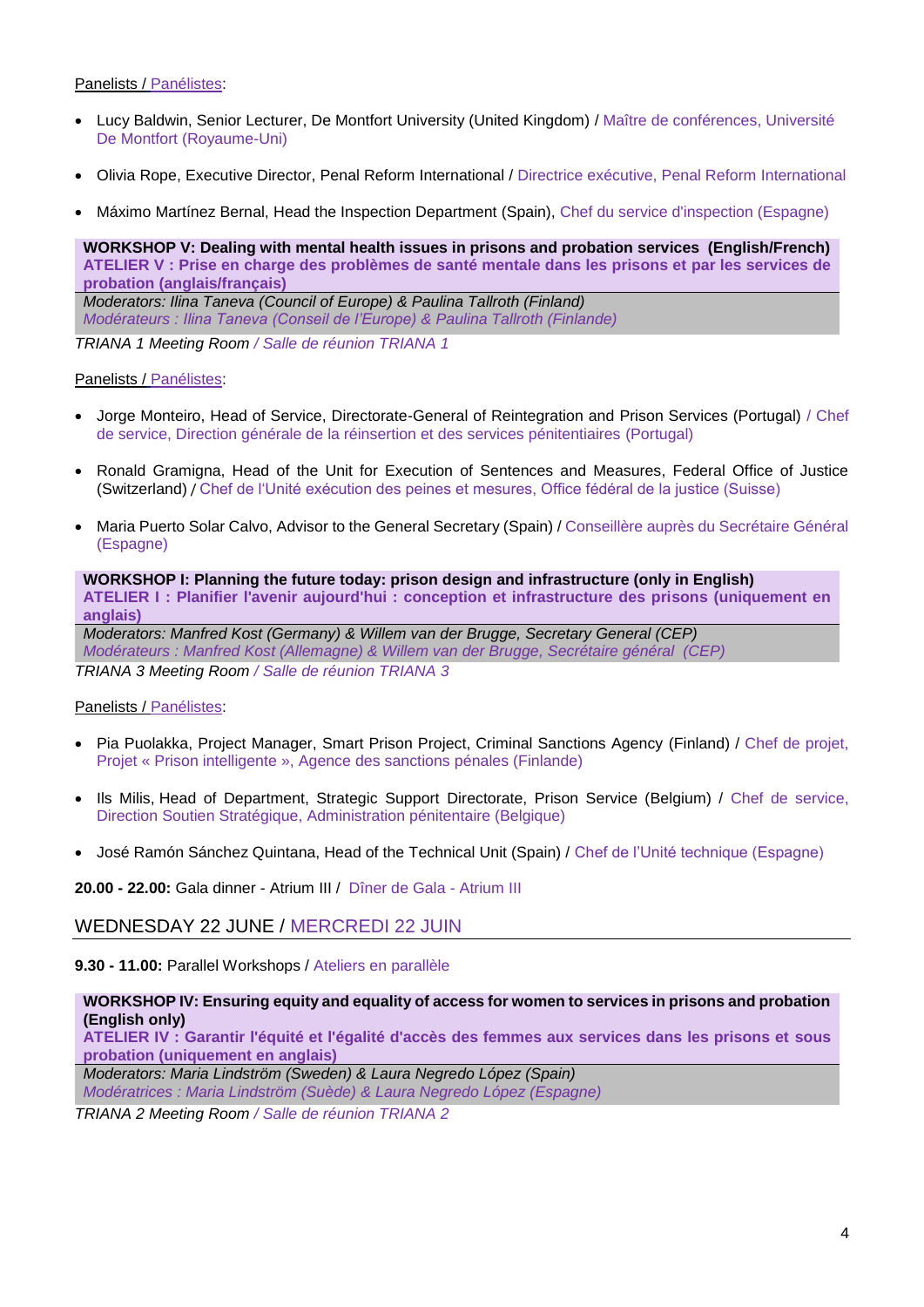Panelists / Panélistes:

- Lucy Baldwin, Senior Lecturer, De Montfort University (United Kingdom) / Maître de conférences, Université De Montfort (Royaume-Uni)
- Olivia Rope, Executive Director, Penal Reform International / Directrice exécutive, Penal Reform International
- Máximo Martínez Bernal, Head the Inspection Department (Spain), Chef du service d'inspection (Espagne)

**WORKSHOP V: Dealing with mental health issues in prisons and probation services (English/French)**
**ATELIER V : Prise en charge des problèmes de santé mentale dans les prisons et par les services de probation (anglais/français)**

*Moderators: Ilina Taneva (Council of Europe) & Paulina Tallroth (Finland)*
*Modérateurs : Ilina Taneva (Conseil de l'Europe) & Paulina Tallroth (Finlande)*

*TRIANA 1 Meeting Room / Salle de réunion TRIANA 1*

Panelists / Panélistes:

- Jorge Monteiro, Head of Service, Directorate-General of Reintegration and Prison Services (Portugal) / Chef de service, Direction générale de la réinsertion et des services pénitentiaires (Portugal)
- Ronald Gramigna, Head of the Unit for Execution of Sentences and Measures, Federal Office of Justice (Switzerland) / Chef de l'Unité exécution des peines et mesures, Office fédéral de la justice (Suisse)
- Maria Puerto Solar Calvo, Advisor to the General Secretary (Spain) / Conseillère auprès du Secrétaire Général (Espagne)

**WORKSHOP I: Planning the future today: prison design and infrastructure (only in English)**
**ATELIER I : Planifier l'avenir aujourd'hui : conception et infrastructure des prisons (uniquement en anglais)**

*Moderators: Manfred Kost (Germany) & Willem van der Brugge, Secretary General (CEP)*
*Modérateurs : Manfred Kost (Allemagne) & Willem van der Brugge, Secrétaire général (CEP)*

*TRIANA 3 Meeting Room / Salle de réunion TRIANA 3*

Panelists / Panélistes:

- Pia Puolakka, Project Manager, Smart Prison Project, Criminal Sanctions Agency (Finland) / Chef de projet, Projet « Prison intelligente », Agence des sanctions pénales (Finlande)
- Ils Milis, Head of Department, Strategic Support Directorate, Prison Service (Belgium) / Chef de service, Direction Soutien Stratégique, Administration pénitentaire (Belgique)
- José Ramón Sánchez Quintana, Head of the Technical Unit (Spain) / Chef de l'Unité technique (Espagne)

**20.00 - 22.00:** Gala dinner - Atrium III / Dîner de Gala - Atrium III

## WEDNESDAY 22 JUNE / MERCREDI 22 JUIN

**9.30 - 11.00:** Parallel Workshops / Ateliers en parallèle

**WORKSHOP IV: Ensuring equity and equality of access for women to services in prisons and probation (English only)**
**ATELIER IV : Garantir l'équité et l'égalité d'accès des femmes aux services dans les prisons et sous probation (uniquement en anglais)**

*Moderators: Maria Lindström (Sweden) & Laura Negredo López (Spain)*
*Modératrices : Maria Lindström (Suède) & Laura Negredo López (Espagne)*

*TRIANA 2 Meeting Room / Salle de réunion TRIANA 2*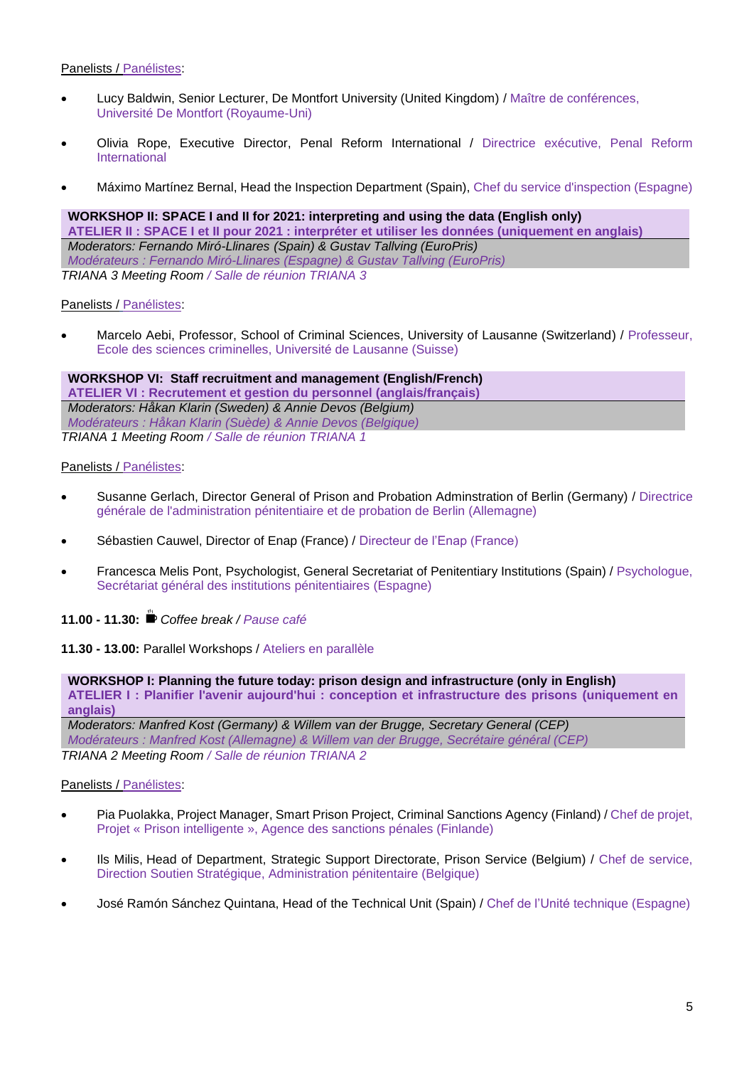Panelists / Panélistes:

- Lucy Baldwin, Senior Lecturer, De Montfort University (United Kingdom) / Maître de conférences, Université De Montfort (Royaume-Uni)

- Olivia Rope, Executive Director, Penal Reform International / Directrice exécutive, Penal Reform International

- Máximo Martínez Bernal, Head the Inspection Department (Spain), Chef du service d'inspection (Espagne)

**WORKSHOP II: SPACE I and II for 2021: interpreting and using the data (English only)**
**ATELIER II : SPACE I et II pour 2021 : interpréter et utiliser les données (uniquement en anglais)**
*Moderators: Fernando Miró-Llinares (Spain) & Gustav Tallving (EuroPris)*
*Modérateurs : Fernando Miró-Llinares (Espagne) & Gustav Tallving (EuroPris)*
*TRIANA 3 Meeting Room / Salle de réunion TRIANA 3*

Panelists / Panélistes:

- Marcelo Aebi, Professor, School of Criminal Sciences, University of Lausanne (Switzerland) / Professeur, Ecole des sciences criminelles, Université de Lausanne (Suisse)

**WORKSHOP VI: Staff recruitment and management (English/French)**
**ATELIER VI : Recrutement et gestion du personnel (anglais/français)**
*Moderators: Håkan Klarin (Sweden) & Annie Devos (Belgium)*
*Modérateurs : Håkan Klarin (Suède) & Annie Devos (Belgique)*
*TRIANA 1 Meeting Room / Salle de réunion TRIANA 1*

Panelists / Panélistes:

- Susanne Gerlach, Director General of Prison and Probation Adminstration of Berlin (Germany) / Directrice générale de l'administration pénitentiaire et de probation de Berlin (Allemagne)

- Sébastien Cauwel, Director of Enap (France) / Directeur de l'Enap (France)

- Francesca Melis Pont, Psychologist, General Secretariat of Penitentiary Institutions (Spain) / Psychologue, Secrétariat général des institutions pénitentiaires (Espagne)

**11.00 - 11.30:** *Coffee break / Pause café*

**11.30 - 13.00:** Parallel Workshops / Ateliers en parallèle

**WORKSHOP I: Planning the future today: prison design and infrastructure (only in English)**
**ATELIER I : Planifier l'avenir aujourd'hui : conception et infrastructure des prisons (uniquement en anglais)**
*Moderators: Manfred Kost (Germany) & Willem van der Brugge, Secretary General (CEP)*
*Modérateurs : Manfred Kost (Allemagne) & Willem van der Brugge, Secrétaire général (CEP)*
*TRIANA 2 Meeting Room / Salle de réunion TRIANA 2*

Panelists / Panélistes:

- Pia Puolakka, Project Manager, Smart Prison Project, Criminal Sanctions Agency (Finland) / Chef de projet, Projet « Prison intelligente », Agence des sanctions pénales (Finlande)

- Ils Milis, Head of Department, Strategic Support Directorate, Prison Service (Belgium) / Chef de service, Direction Soutien Stratégique, Administration pénitentaire (Belgique)

- José Ramón Sánchez Quintana, Head of the Technical Unit (Spain) / Chef de l'Unité technique (Espagne)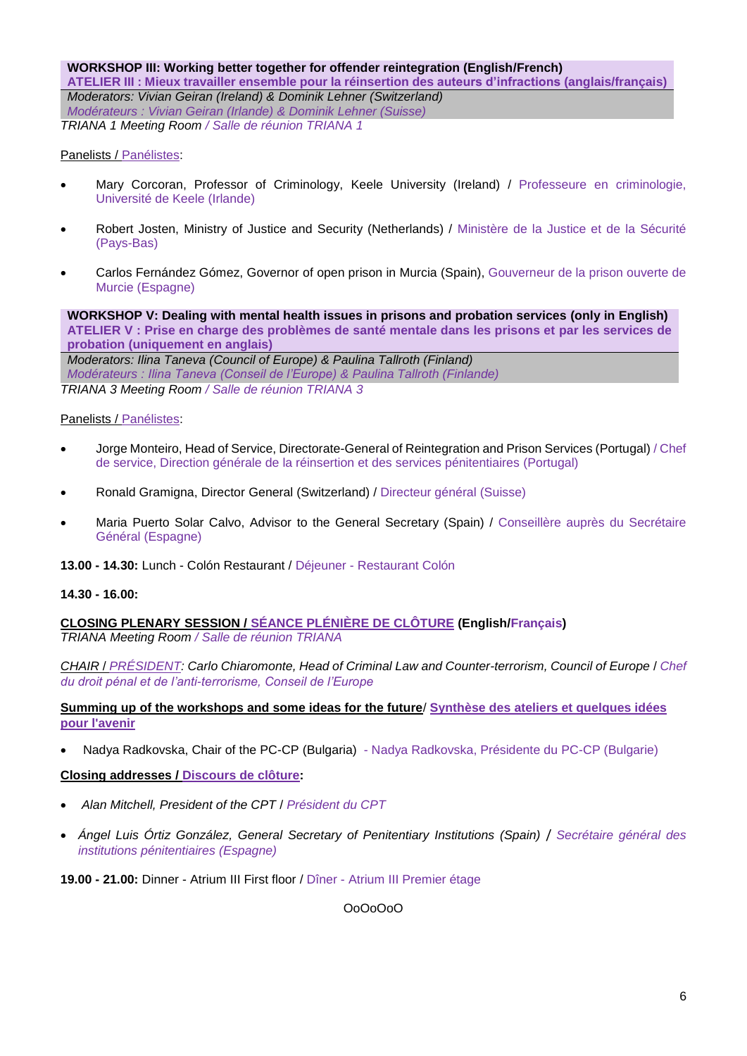**WORKSHOP III: Working better together for offender reintegration (English/French)**
**ATELIER III : Mieux travailler ensemble pour la réinsertion des auteurs d'infractions (anglais/français)**
*Moderators: Vivian Geiran (Ireland) & Dominik Lehner (Switzerland)*
*Modérateurs : Vivian Geiran (Irlande) & Dominik Lehner (Suisse)*
*TRIANA 1 Meeting Room / Salle de réunion TRIANA 1*

Panelists / Panélistes:

- Mary Corcoran, Professor of Criminology, Keele University (Ireland) / Professeure en criminologie, Université de Keele (Irlande)
- Robert Josten, Ministry of Justice and Security (Netherlands) / Ministère de la Justice et de la Sécurité (Pays-Bas)
- Carlos Fernández Gómez, Governor of open prison in Murcia (Spain), Gouverneur de la prison ouverte de Murcie (Espagne)

**WORKSHOP V: Dealing with mental health issues in prisons and probation services (only in English)**
**ATELIER V : Prise en charge des problèmes de santé mentale dans les prisons et par les services de probation (uniquement en anglais)**
*Moderators: Ilina Taneva (Council of Europe) & Paulina Tallroth (Finland)*
*Modérateurs : Ilina Taneva (Conseil de l'Europe) & Paulina Tallroth (Finlande)*
*TRIANA 3 Meeting Room / Salle de réunion TRIANA 3*

Panelists / Panélistes:

- Jorge Monteiro, Head of Service, Directorate-General of Reintegration and Prison Services (Portugal) / Chef de service, Direction générale de la réinsertion et des services pénitentiaires (Portugal)
- Ronald Gramigna, Director General (Switzerland) / Directeur général (Suisse)
- Maria Puerto Solar Calvo, Advisor to the General Secretary (Spain) / Conseillère auprès du Secrétaire Général (Espagne)

**13.00 - 14.30:** Lunch - Colón Restaurant / Déjeuner - Restaurant Colón

**14.30 - 16.00:**

**CLOSING PLENARY SESSION / SÉANCE PLÉNIÈRE DE CLÔTURE (English/Français)**
*TRIANA Meeting Room / Salle de réunion TRIANA*

*CHAIR / PRÉSIDENT: Carlo Chiaromonte, Head of Criminal Law and Counter-terrorism, Council of Europe / Chef du droit pénal et de l'anti-terrorisme, Conseil de l'Europe*

**Summing up of the workshops and some ideas for the future/ Synthèse des ateliers et quelques idées pour l'avenir**

- Nadya Radkovska, Chair of the PC-CP (Bulgaria) - Nadya Radkovska, Présidente du PC-CP (Bulgarie)

**Closing addresses / Discours de clôture:**

- *Alan Mitchell, President of the CPT / Président du CPT*
- *Ángel Luis Órtiz González, General Secretary of Penitentiary Institutions (Spain) / Secrétaire général des institutions pénitentiaires (Espagne)*

**19.00 - 21.00:** Dinner - Atrium III First floor / Dîner - Atrium III Premier étage

OoOoOoO